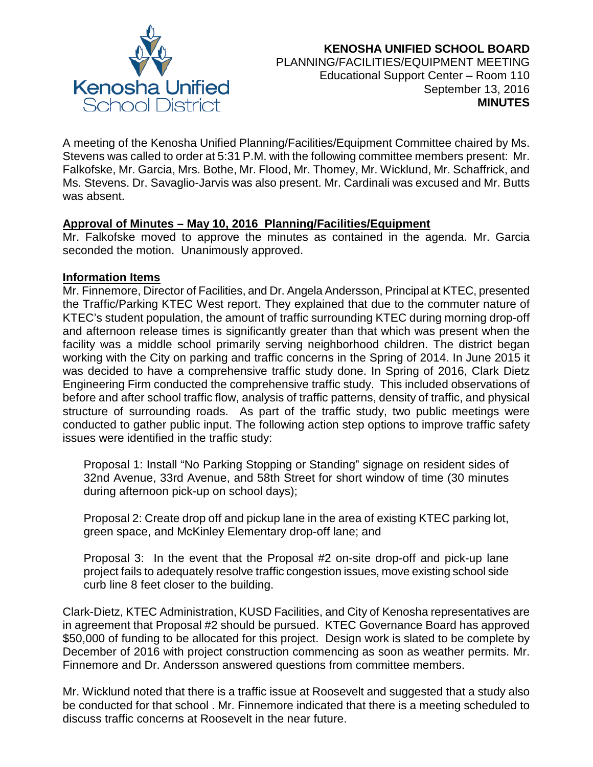**KENOSHA UNIFIED SCHOOL BOARD**
PLANNING/FACILITIES/EQUIPMENT MEETING
Educational Support Center – Room 110
September 13, 2016
**MINUTES**

A meeting of the Kenosha Unified Planning/Facilities/Equipment Committee chaired by Ms. Stevens was called to order at 5:31 P.M. with the following committee members present: Mr. Falkofske, Mr. Garcia, Mrs. Bothe, Mr. Flood, Mr. Thomey, Mr. Wicklund, Mr. Schaffrick, and Ms. Stevens. Dr. Savaglio-Jarvis was also present. Mr. Cardinali was excused and Mr. Butts was absent.

**Approval of Minutes – May 10, 2016 Planning/Facilities/Equipment**

Mr. Falkofske moved to approve the minutes as contained in the agenda. Mr. Garcia seconded the motion. Unanimously approved.

**Information Items**

Mr. Finnemore, Director of Facilities, and Dr. Angela Andersson, Principal at KTEC, presented the Traffic/Parking KTEC West report. They explained that due to the commuter nature of KTEC's student population, the amount of traffic surrounding KTEC during morning drop-off and afternoon release times is significantly greater than that which was present when the facility was a middle school primarily serving neighborhood children. The district began working with the City on parking and traffic concerns in the Spring of 2014. In June 2015 it was decided to have a comprehensive traffic study done. In Spring of 2016, Clark Dietz Engineering Firm conducted the comprehensive traffic study. This included observations of before and after school traffic flow, analysis of traffic patterns, density of traffic, and physical structure of surrounding roads. As part of the traffic study, two public meetings were conducted to gather public input. The following action step options to improve traffic safety issues were identified in the traffic study:

Proposal 1: Install "No Parking Stopping or Standing" signage on resident sides of 32nd Avenue, 33rd Avenue, and 58th Street for short window of time (30 minutes during afternoon pick-up on school days);

Proposal 2: Create drop off and pickup lane in the area of existing KTEC parking lot, green space, and McKinley Elementary drop-off lane; and

Proposal 3: In the event that the Proposal #2 on-site drop-off and pick-up lane project fails to adequately resolve traffic congestion issues, move existing school side curb line 8 feet closer to the building.

Clark-Dietz, KTEC Administration, KUSD Facilities, and City of Kenosha representatives are in agreement that Proposal #2 should be pursued. KTEC Governance Board has approved $50,000 of funding to be allocated for this project. Design work is slated to be complete by December of 2016 with project construction commencing as soon as weather permits. Mr. Finnemore and Dr. Andersson answered questions from committee members.

Mr. Wicklund noted that there is a traffic issue at Roosevelt and suggested that a study also be conducted for that school . Mr. Finnemore indicated that there is a meeting scheduled to discuss traffic concerns at Roosevelt in the near future.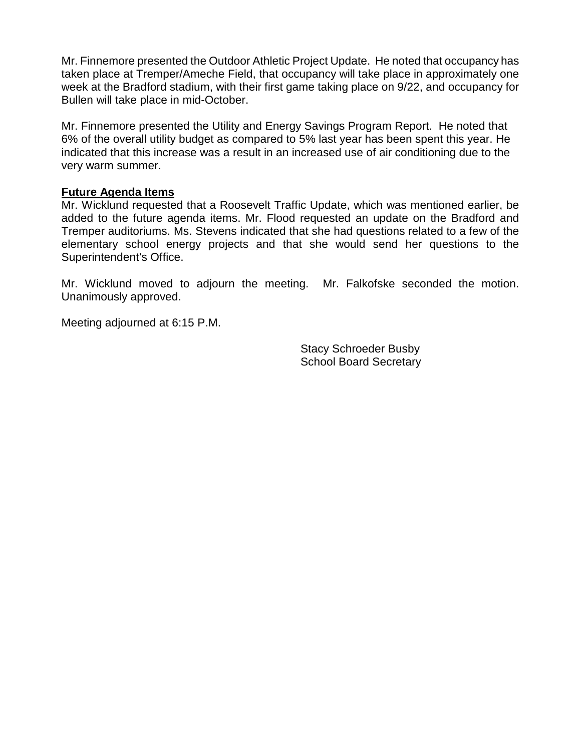Mr. Finnemore presented the Outdoor Athletic Project Update. He noted that occupancy has taken place at Tremper/Ameche Field, that occupancy will take place in approximately one week at the Bradford stadium, with their first game taking place on 9/22, and occupancy for Bullen will take place in mid-October.

Mr. Finnemore presented the Utility and Energy Savings Program Report. He noted that 6% of the overall utility budget as compared to 5% last year has been spent this year. He indicated that this increase was a result in an increased use of air conditioning due to the very warm summer.

**Future Agenda Items**

Mr. Wicklund requested that a Roosevelt Traffic Update, which was mentioned earlier, be added to the future agenda items. Mr. Flood requested an update on the Bradford and Tremper auditoriums. Ms. Stevens indicated that she had questions related to a few of the elementary school energy projects and that she would send her questions to the Superintendent's Office.

Mr. Wicklund moved to adjourn the meeting. Mr. Falkofske seconded the motion. Unanimously approved.

Meeting adjourned at 6:15 P.M.

Stacy Schroeder Busby
School Board Secretary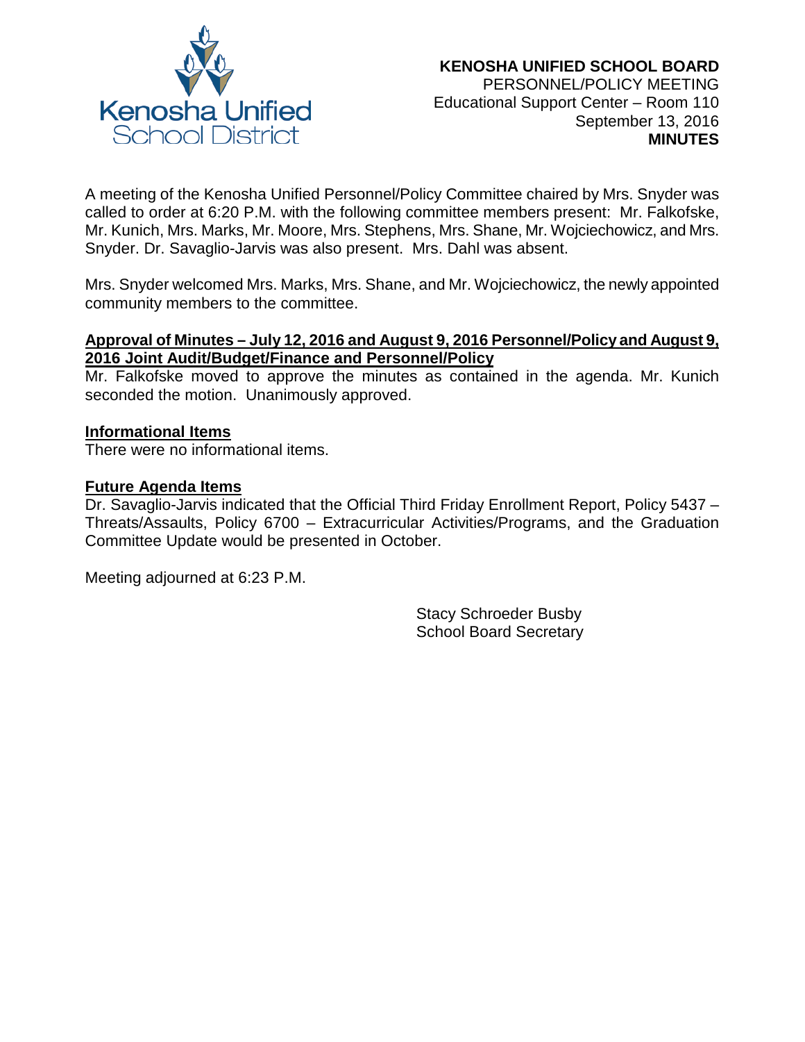**KENOSHA UNIFIED SCHOOL BOARD**
PERSONNEL/POLICY MEETING
Educational Support Center – Room 110
September 13, 2016
**MINUTES**

A meeting of the Kenosha Unified Personnel/Policy Committee chaired by Mrs. Snyder was called to order at 6:20 P.M. with the following committee members present: Mr. Falkofske, Mr. Kunich, Mrs. Marks, Mr. Moore, Mrs. Stephens, Mrs. Shane, Mr. Wojciechowicz, and Mrs. Snyder. Dr. Savaglio-Jarvis was also present. Mrs. Dahl was absent.

Mrs. Snyder welcomed Mrs. Marks, Mrs. Shane, and Mr. Wojciechowicz, the newly appointed community members to the committee.

**Approval of Minutes – July 12, 2016 and August 9, 2016 Personnel/Policy and August 9, 2016 Joint Audit/Budget/Finance and Personnel/Policy**

Mr. Falkofske moved to approve the minutes as contained in the agenda. Mr. Kunich seconded the motion. Unanimously approved.

**Informational Items**

There were no informational items.

**Future Agenda Items**

Dr. Savaglio-Jarvis indicated that the Official Third Friday Enrollment Report, Policy 5437 – Threats/Assaults, Policy 6700 – Extracurricular Activities/Programs, and the Graduation Committee Update would be presented in October.

Meeting adjourned at 6:23 P.M.

Stacy Schroeder Busby
School Board Secretary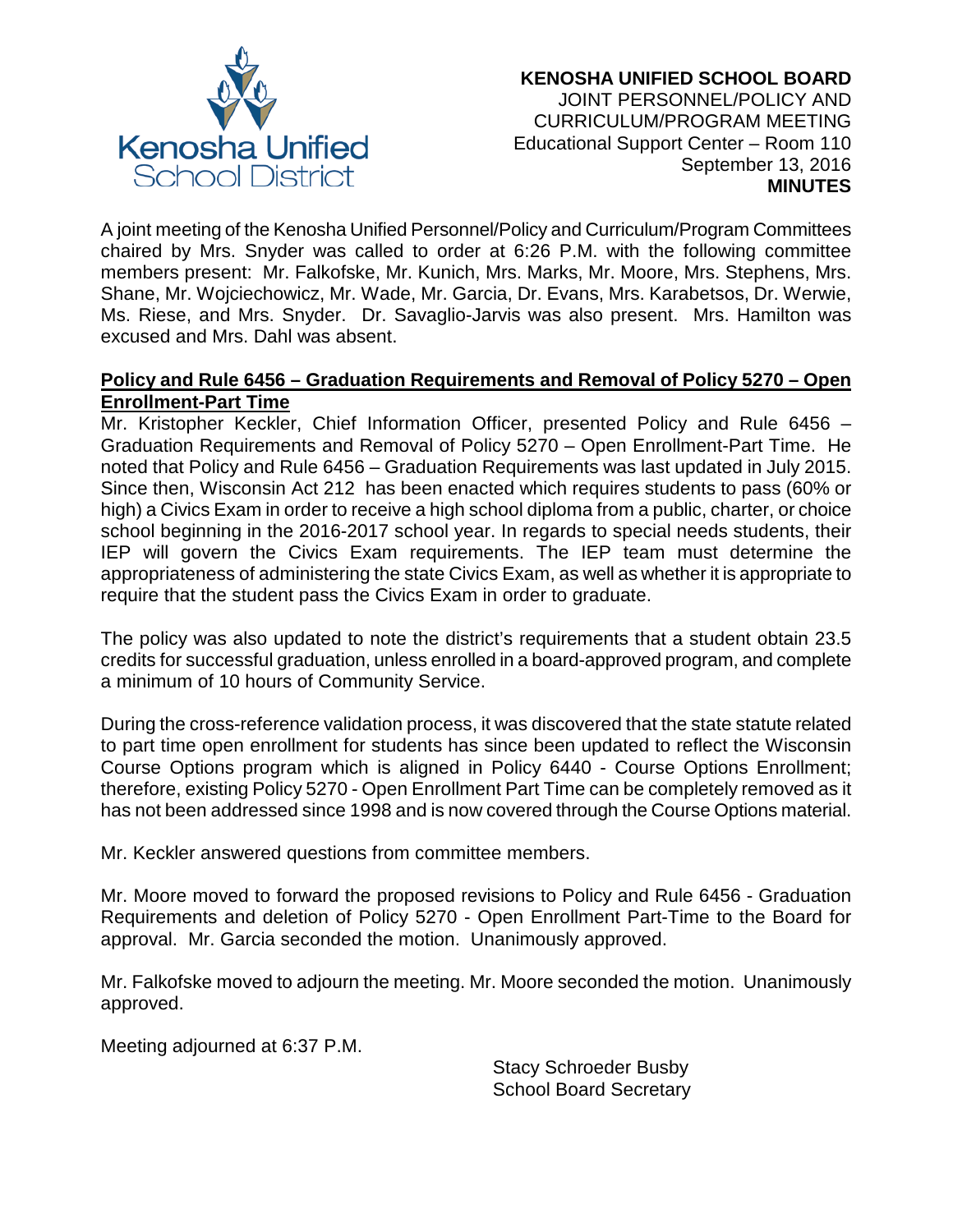Kenosha Unified School District

**KENOSHA UNIFIED SCHOOL BOARD**
JOINT PERSONNEL/POLICY AND CURRICULUM/PROGRAM MEETING
Educational Support Center – Room 110
September 13, 2016
**MINUTES**

A joint meeting of the Kenosha Unified Personnel/Policy and Curriculum/Program Committees chaired by Mrs. Snyder was called to order at 6:26 P.M. with the following committee members present: Mr. Falkofske, Mr. Kunich, Mrs. Marks, Mr. Moore, Mrs. Stephens, Mrs. Shane, Mr. Wojciechowicz, Mr. Wade, Mr. Garcia, Dr. Evans, Mrs. Karabetsos, Dr. Werwie, Ms. Riese, and Mrs. Snyder. Dr. Savaglio-Jarvis was also present. Mrs. Hamilton was excused and Mrs. Dahl was absent.

**Policy and Rule 6456 – Graduation Requirements and Removal of Policy 5270 – Open Enrollment-Part Time**

Mr. Kristopher Keckler, Chief Information Officer, presented Policy and Rule 6456 – Graduation Requirements and Removal of Policy 5270 – Open Enrollment-Part Time. He noted that Policy and Rule 6456 – Graduation Requirements was last updated in July 2015. Since then, Wisconsin Act 212 has been enacted which requires students to pass (60% or high) a Civics Exam in order to receive a high school diploma from a public, charter, or choice school beginning in the 2016-2017 school year. In regards to special needs students, their IEP will govern the Civics Exam requirements. The IEP team must determine the appropriateness of administering the state Civics Exam, as well as whether it is appropriate to require that the student pass the Civics Exam in order to graduate.

The policy was also updated to note the district's requirements that a student obtain 23.5 credits for successful graduation, unless enrolled in a board-approved program, and complete a minimum of 10 hours of Community Service.

During the cross-reference validation process, it was discovered that the state statute related to part time open enrollment for students has since been updated to reflect the Wisconsin Course Options program which is aligned in Policy 6440 - Course Options Enrollment; therefore, existing Policy 5270 - Open Enrollment Part Time can be completely removed as it has not been addressed since 1998 and is now covered through the Course Options material.

Mr. Keckler answered questions from committee members.

Mr. Moore moved to forward the proposed revisions to Policy and Rule 6456 - Graduation Requirements and deletion of Policy 5270 - Open Enrollment Part-Time to the Board for approval. Mr. Garcia seconded the motion. Unanimously approved.

Mr. Falkofske moved to adjourn the meeting. Mr. Moore seconded the motion. Unanimously approved.

Meeting adjourned at 6:37 P.M.

Stacy Schroeder Busby
School Board Secretary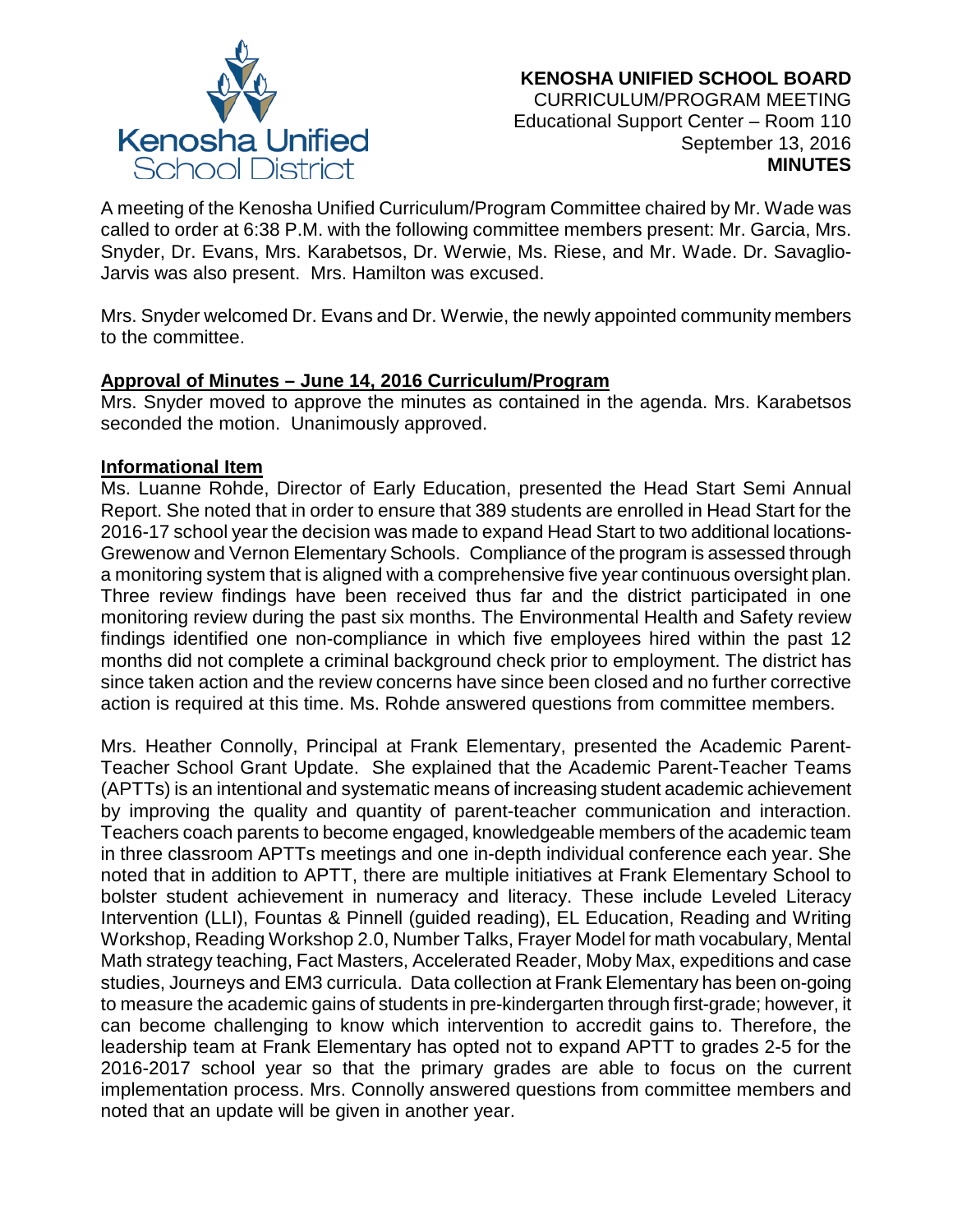**KENOSHA UNIFIED SCHOOL BOARD**
CURRICULUM/PROGRAM MEETING
Educational Support Center – Room 110
September 13, 2016
**MINUTES**

A meeting of the Kenosha Unified Curriculum/Program Committee chaired by Mr. Wade was called to order at 6:38 P.M. with the following committee members present: Mr. Garcia, Mrs. Snyder, Dr. Evans, Mrs. Karabetsos, Dr. Werwie, Ms. Riese, and Mr. Wade. Dr. Savaglio-Jarvis was also present. Mrs. Hamilton was excused.

Mrs. Snyder welcomed Dr. Evans and Dr. Werwie, the newly appointed community members to the committee.

**Approval of Minutes – June 14, 2016 Curriculum/Program**

Mrs. Snyder moved to approve the minutes as contained in the agenda. Mrs. Karabetsos seconded the motion. Unanimously approved.

**Informational Item**

Ms. Luanne Rohde, Director of Early Education, presented the Head Start Semi Annual Report. She noted that in order to ensure that 389 students are enrolled in Head Start for the 2016-17 school year the decision was made to expand Head Start to two additional locations-Grewenow and Vernon Elementary Schools. Compliance of the program is assessed through a monitoring system that is aligned with a comprehensive five year continuous oversight plan. Three review findings have been received thus far and the district participated in one monitoring review during the past six months. The Environmental Health and Safety review findings identified one non-compliance in which five employees hired within the past 12 months did not complete a criminal background check prior to employment. The district has since taken action and the review concerns have since been closed and no further corrective action is required at this time. Ms. Rohde answered questions from committee members.

Mrs. Heather Connolly, Principal at Frank Elementary, presented the Academic Parent-Teacher School Grant Update. She explained that the Academic Parent-Teacher Teams (APTTs) is an intentional and systematic means of increasing student academic achievement by improving the quality and quantity of parent-teacher communication and interaction. Teachers coach parents to become engaged, knowledgeable members of the academic team in three classroom APTTs meetings and one in-depth individual conference each year. She noted that in addition to APTT, there are multiple initiatives at Frank Elementary School to bolster student achievement in numeracy and literacy. These include Leveled Literacy Intervention (LLI), Fountas & Pinnell (guided reading), EL Education, Reading and Writing Workshop, Reading Workshop 2.0, Number Talks, Frayer Model for math vocabulary, Mental Math strategy teaching, Fact Masters, Accelerated Reader, Moby Max, expeditions and case studies, Journeys and EM3 curricula. Data collection at Frank Elementary has been on-going to measure the academic gains of students in pre-kindergarten through first-grade; however, it can become challenging to know which intervention to accredit gains to. Therefore, the leadership team at Frank Elementary has opted not to expand APTT to grades 2-5 for the 2016-2017 school year so that the primary grades are able to focus on the current implementation process. Mrs. Connolly answered questions from committee members and noted that an update will be given in another year.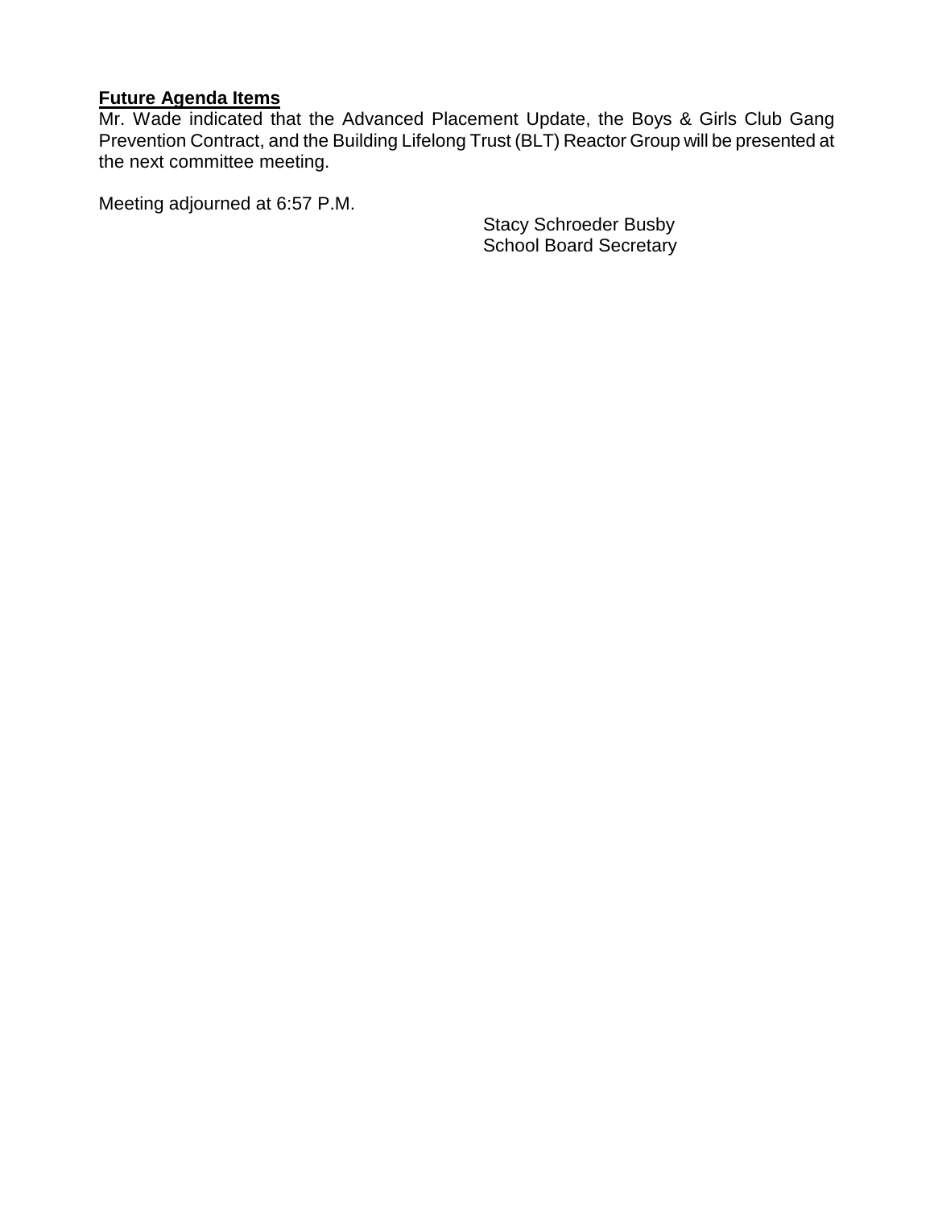**Future Agenda Items**

Mr. Wade indicated that the Advanced Placement Update, the Boys & Girls Club Gang Prevention Contract, and the Building Lifelong Trust (BLT) Reactor Group will be presented at the next committee meeting.

Meeting adjourned at 6:57 P.M.

Stacy Schroeder Busby
School Board Secretary